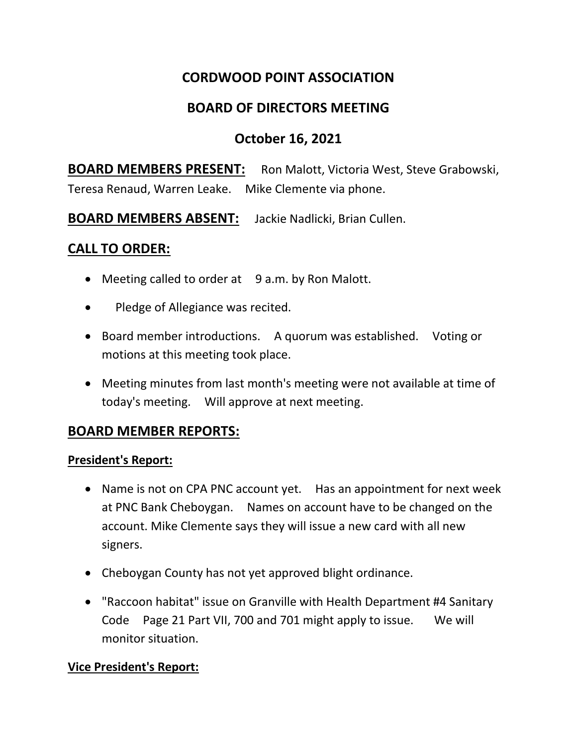# CORDWOOD POINT ASSOCIATION

## BOARD OF DIRECTORS MEETING

## October 16, 2021

**BOARD MEMBERS PRESENT:** Ron Malott, Victoria West, Steve Grabowski, Teresa Renaud, Warren Leake. Mike Clemente via phone.

**BOARD MEMBERS ABSENT:** Jackie Nadlicki, Brian Cullen.

### CALL TO ORDER:

- Meeting called to order at 9 a.m. by Ron Malott.
- Pledge of Allegiance was recited.
- Board member introductions. A quorum was established. Voting or motions at this meeting took place.
- Meeting minutes from last month's meeting were not available at time of today's meeting. Will approve at next meeting.

### BOARD MEMBER REPORTS:

**President's Report:**

- Name is not on CPA PNC account yet. Has an appointment for next week at PNC Bank Cheboygan. Names on account have to be changed on the account. Mike Clemente says they will issue a new card with all new signers.
- Cheboygan County has not yet approved blight ordinance.
- "Raccoon habitat" issue on Granville with Health Department #4 Sanitary Code Page 21 Part VII, 700 and 701 might apply to issue. We will monitor situation.

**Vice President's Report:**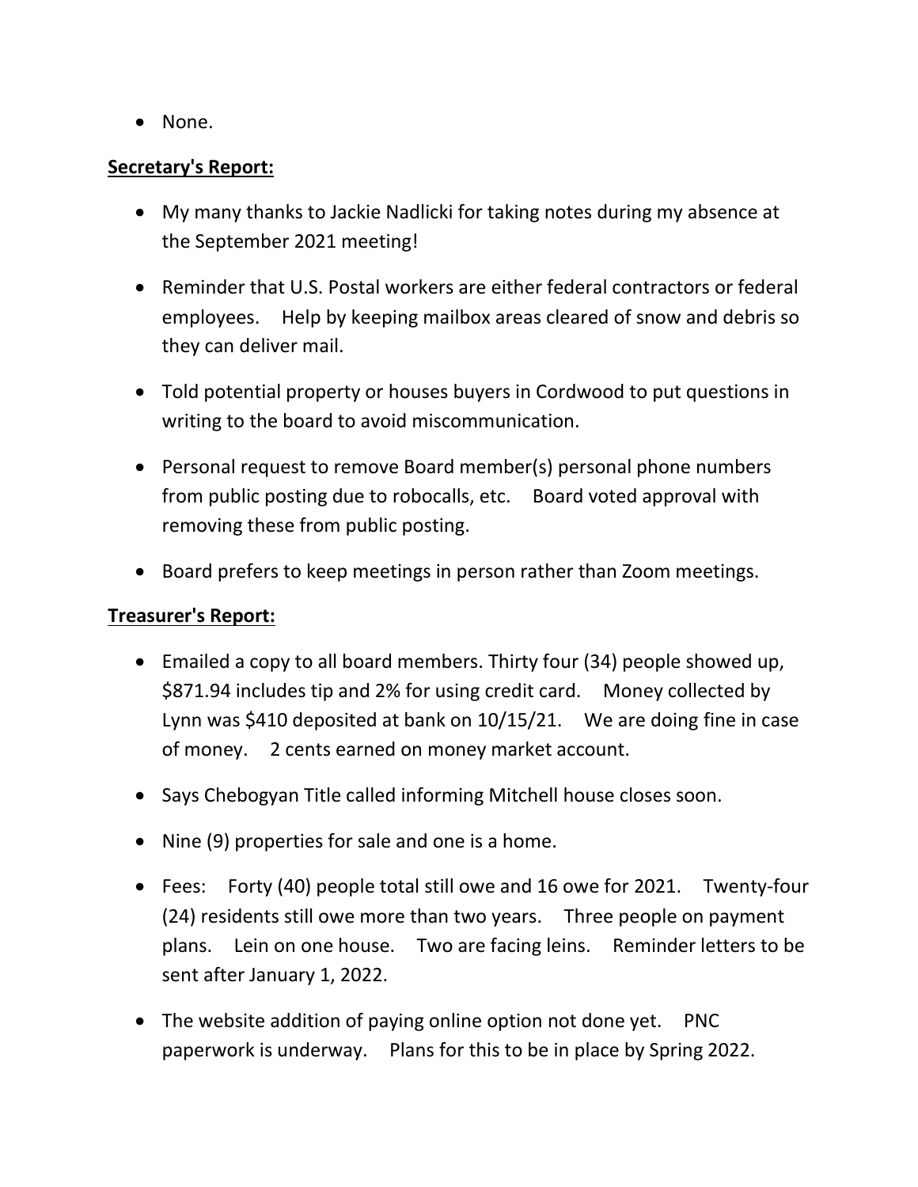- None.

**Secretary's Report:**

- My many thanks to Jackie Nadlicki for taking notes during my absence at the September 2021 meeting!

- Reminder that U.S. Postal workers are either federal contractors or federal employees.   Help by keeping mailbox areas cleared of snow and debris so they can deliver mail.

- Told potential property or houses buyers in Cordwood to put questions in writing to the board to avoid miscommunication.

- Personal request to remove Board member(s) personal phone numbers from public posting due to robocalls, etc.   Board voted approval with removing these from public posting.

- Board prefers to keep meetings in person rather than Zoom meetings.

**Treasurer's Report:**

- Emailed a copy to all board members. Thirty four (34) people showed up, $871.94 includes tip and 2% for using credit card.   Money collected by Lynn was $410 deposited at bank on 10/15/21.   We are doing fine in case of money.   2 cents earned on money market account.

- Says Chebogyan Title called informing Mitchell house closes soon.

- Nine (9) properties for sale and one is a home.

- Fees:   Forty (40) people total still owe and 16 owe for 2021.   Twenty-four (24) residents still owe more than two years.   Three people on payment plans.   Lein on one house.   Two are facing leins.   Reminder letters to be sent after January 1, 2022.

- The website addition of paying online option not done yet.   PNC paperwork is underway.   Plans for this to be in place by Spring 2022.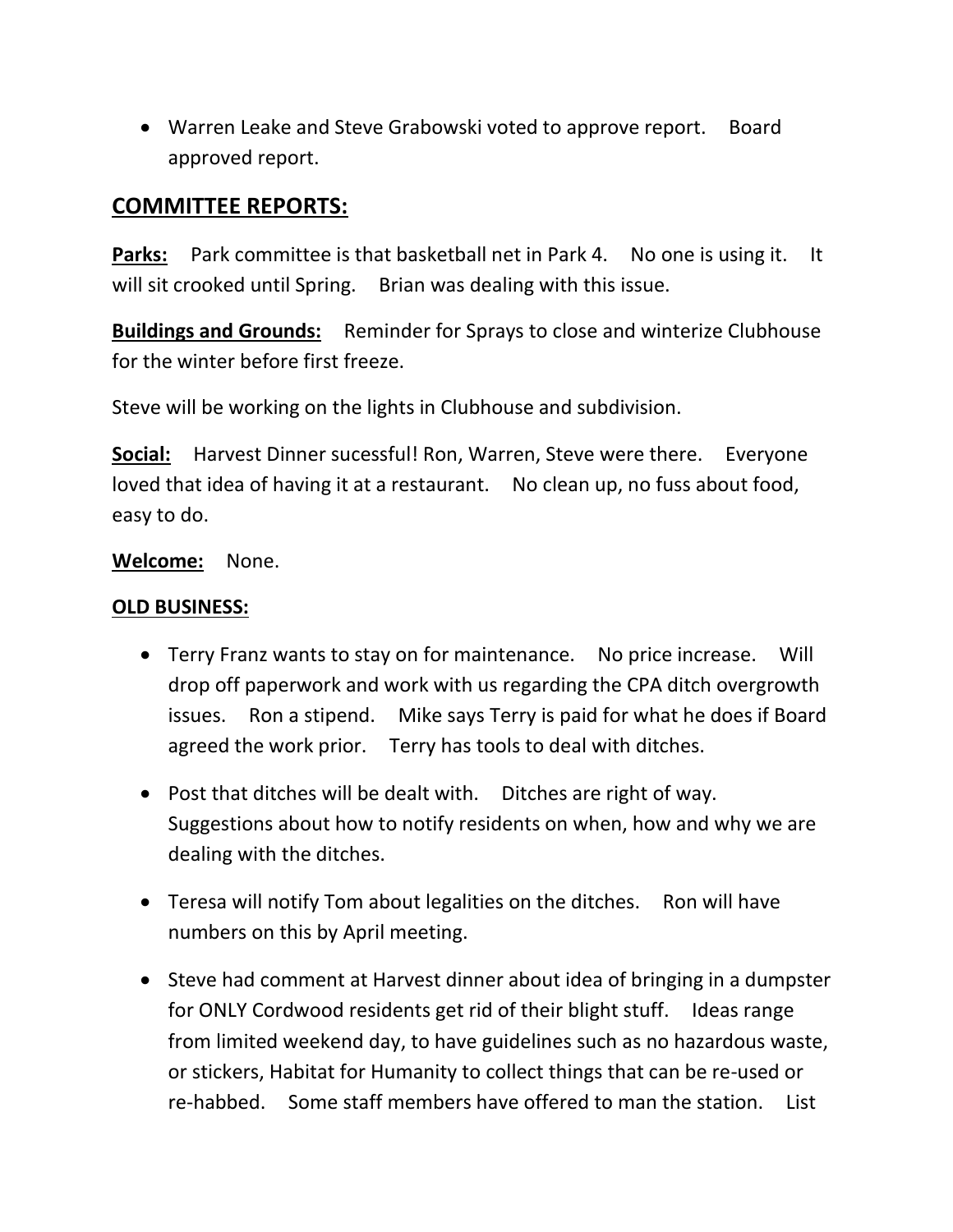- Warren Leake and Steve Grabowski voted to approve report. Board approved report.

## COMMITTEE REPORTS:

**Parks:** Park committee is that basketball net in Park 4. No one is using it. It will sit crooked until Spring. Brian was dealing with this issue.

**Buildings and Grounds:** Reminder for Sprays to close and winterize Clubhouse for the winter before first freeze.

Steve will be working on the lights in Clubhouse and subdivision.

**Social:** Harvest Dinner sucessful! Ron, Warren, Steve were there. Everyone loved that idea of having it at a restaurant. No clean up, no fuss about food, easy to do.

**Welcome:** None.

**OLD BUSINESS:**

- Terry Franz wants to stay on for maintenance. No price increase. Will drop off paperwork and work with us regarding the CPA ditch overgrowth issues. Ron a stipend. Mike says Terry is paid for what he does if Board agreed the work prior. Terry has tools to deal with ditches.
- Post that ditches will be dealt with. Ditches are right of way. Suggestions about how to notify residents on when, how and why we are dealing with the ditches.
- Teresa will notify Tom about legalities on the ditches. Ron will have numbers on this by April meeting.
- Steve had comment at Harvest dinner about idea of bringing in a dumpster for ONLY Cordwood residents get rid of their blight stuff. Ideas range from limited weekend day, to have guidelines such as no hazardous waste, or stickers, Habitat for Humanity to collect things that can be re-used or re-habbed. Some staff members have offered to man the station. List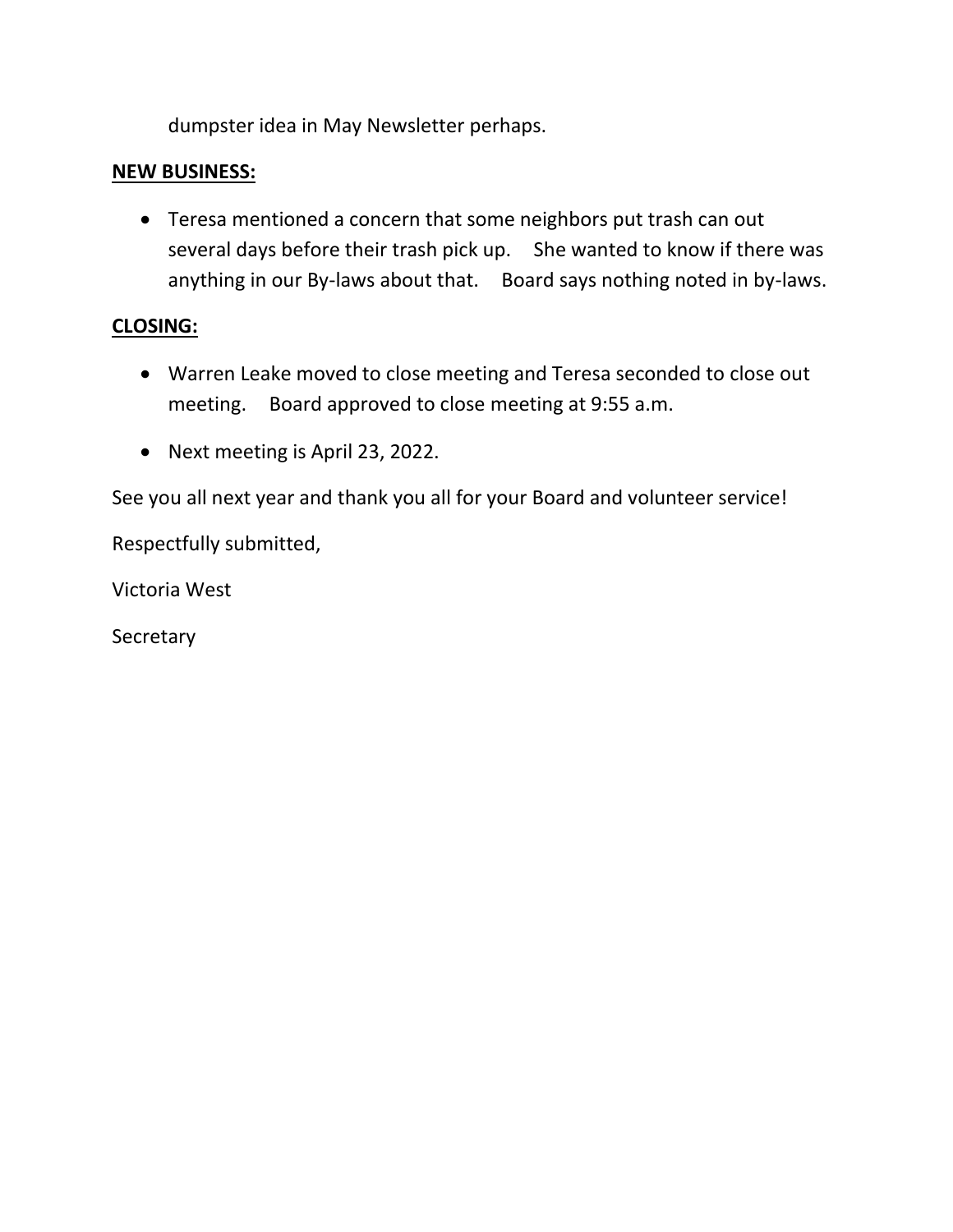dumpster idea in May Newsletter perhaps.

**NEW BUSINESS:**

- Teresa mentioned a concern that some neighbors put trash can out several days before their trash pick up. She wanted to know if there was anything in our By-laws about that. Board says nothing noted in by-laws.

**CLOSING:**

- Warren Leake moved to close meeting and Teresa seconded to close out meeting. Board approved to close meeting at 9:55 a.m.
- Next meeting is April 23, 2022.

See you all next year and thank you all for your Board and volunteer service!

Respectfully submitted,

Victoria West

Secretary